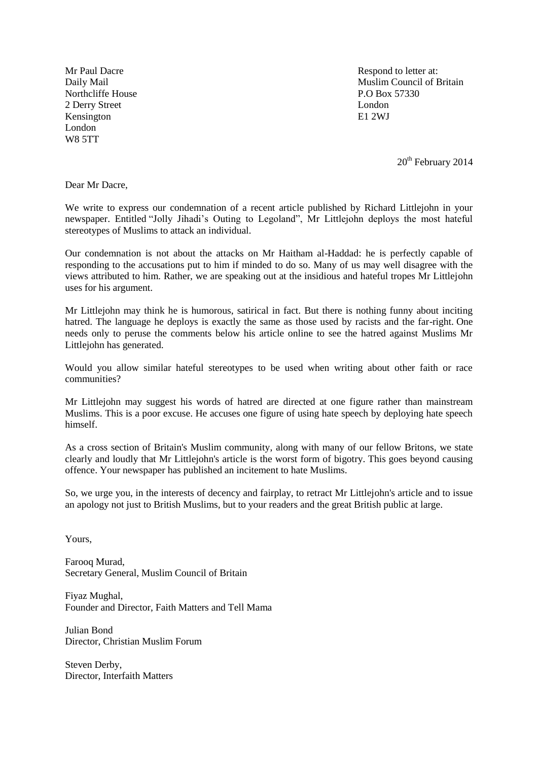Mr Paul Dacre
Daily Mail
Northcliffe House
2 Derry Street
Kensington
London
W8 5TT

Respond to letter at:
Muslim Council of Britain
P.O Box 57330
London
E1 2WJ

20th February 2014

Dear Mr Dacre,

We write to express our condemnation of a recent article published by Richard Littlejohn in your newspaper. Entitled "Jolly Jihadi's Outing to Legoland", Mr Littlejohn deploys the most hateful stereotypes of Muslims to attack an individual.

Our condemnation is not about the attacks on Mr Haitham al-Haddad: he is perfectly capable of responding to the accusations put to him if minded to do so. Many of us may well disagree with the views attributed to him. Rather, we are speaking out at the insidious and hateful tropes Mr Littlejohn uses for his argument.

Mr Littlejohn may think he is humorous, satirical in fact. But there is nothing funny about inciting hatred. The language he deploys is exactly the same as those used by racists and the far-right. One needs only to peruse the comments below his article online to see the hatred against Muslims Mr Littlejohn has generated.

Would you allow similar hateful stereotypes to be used when writing about other faith or race communities?

Mr Littlejohn may suggest his words of hatred are directed at one figure rather than mainstream Muslims. This is a poor excuse. He accuses one figure of using hate speech by deploying hate speech himself.

As a cross section of Britain's Muslim community, along with many of our fellow Britons, we state clearly and loudly that Mr Littlejohn's article is the worst form of bigotry. This goes beyond causing offence. Your newspaper has published an incitement to hate Muslims.

So, we urge you, in the interests of decency and fairplay, to retract Mr Littlejohn's article and to issue an apology not just to British Muslims, but to your readers and the great British public at large.

Yours,

Farooq Murad,
Secretary General, Muslim Council of Britain

Fiyaz Mughal,
Founder and Director, Faith Matters and Tell Mama

Julian Bond
Director, Christian Muslim Forum

Steven Derby,
Director, Interfaith Matters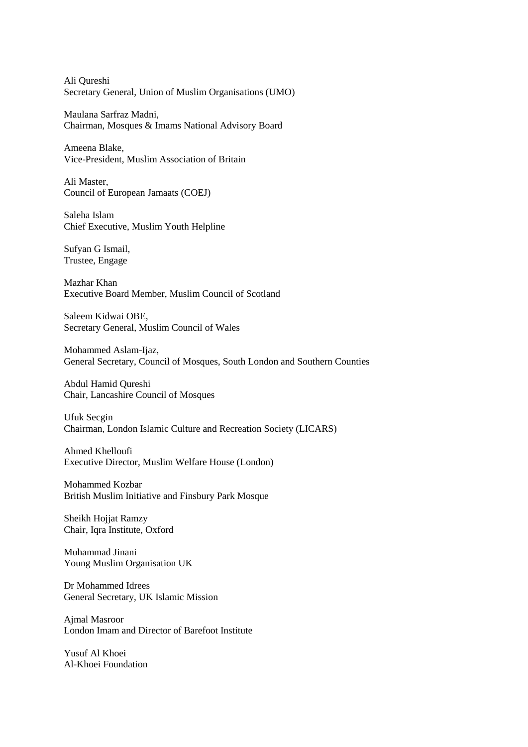Ali Qureshi
Secretary General, Union of Muslim Organisations (UMO)

Maulana Sarfraz Madni,
Chairman, Mosques & Imams National Advisory Board

Ameena Blake,
Vice-President, Muslim Association of Britain

Ali Master,
Council of European Jamaats (COEJ)

Saleha Islam
Chief Executive, Muslim Youth Helpline

Sufyan G Ismail,
Trustee, Engage

Mazhar Khan
Executive Board Member, Muslim Council of Scotland

Saleem Kidwai OBE,
Secretary General, Muslim Council of Wales

Mohammed Aslam-Ijaz,
General Secretary, Council of Mosques, South London and Southern Counties

Abdul Hamid Qureshi
Chair, Lancashire Council of Mosques

Ufuk Secgin
Chairman, London Islamic Culture and Recreation Society (LICARS)

Ahmed Khelloufi
Executive Director, Muslim Welfare House (London)

Mohammed Kozbar
British Muslim Initiative and Finsbury Park Mosque

Sheikh Hojjat Ramzy
Chair, Iqra Institute, Oxford

Muhammad Jinani
Young Muslim Organisation UK

Dr Mohammed Idrees
General Secretary, UK Islamic Mission

Ajmal Masroor
London Imam and Director of Barefoot Institute

Yusuf Al Khoei
Al-Khoei Foundation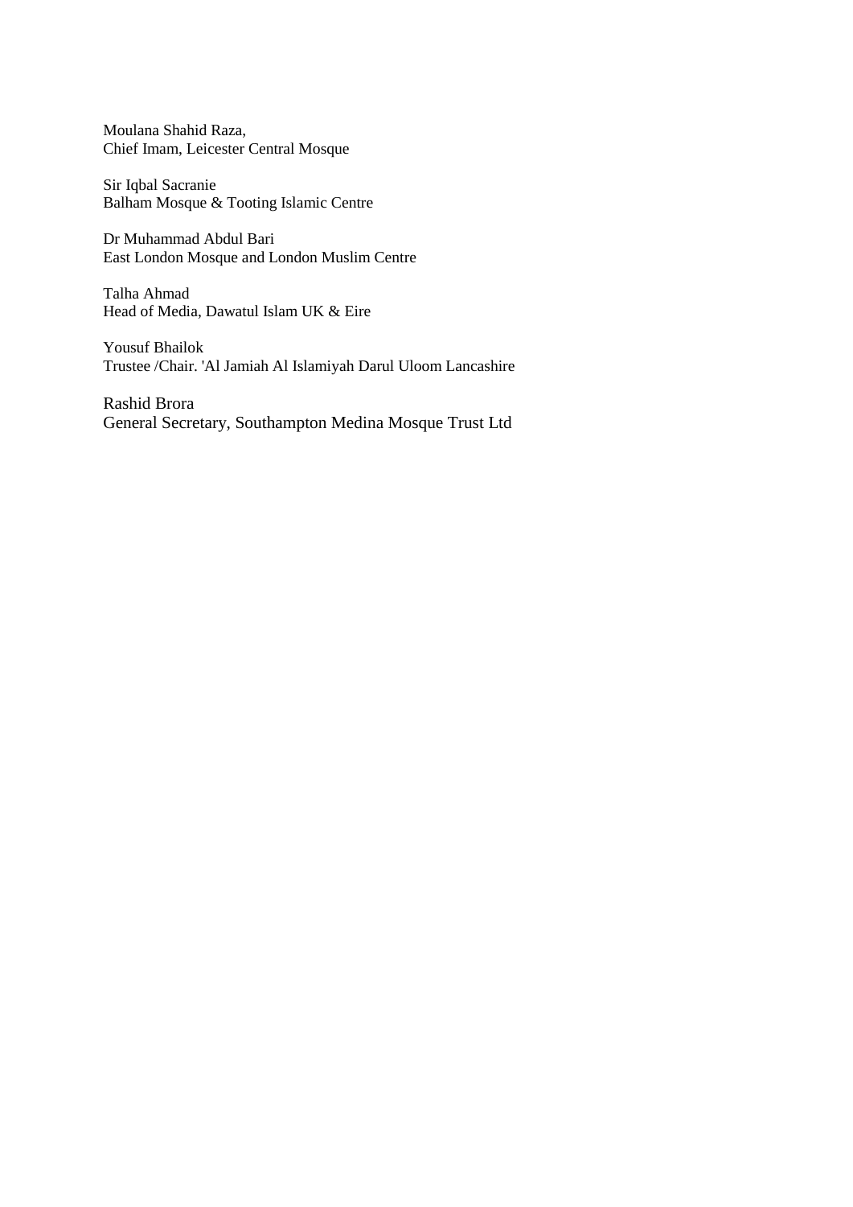Moulana Shahid Raza,  
Chief Imam, Leicester Central Mosque

Sir Iqbal Sacranie  
Balham Mosque & Tooting Islamic Centre

Dr Muhammad Abdul Bari  
East London Mosque and London Muslim Centre

Talha Ahmad  
Head of Media, Dawatul Islam UK & Eire

Yousuf Bhailok  
Trustee /Chair. 'Al Jamiah Al Islamiyah Darul Uloom Lancashire

Rashid Brora  
General Secretary, Southampton Medina Mosque Trust Ltd